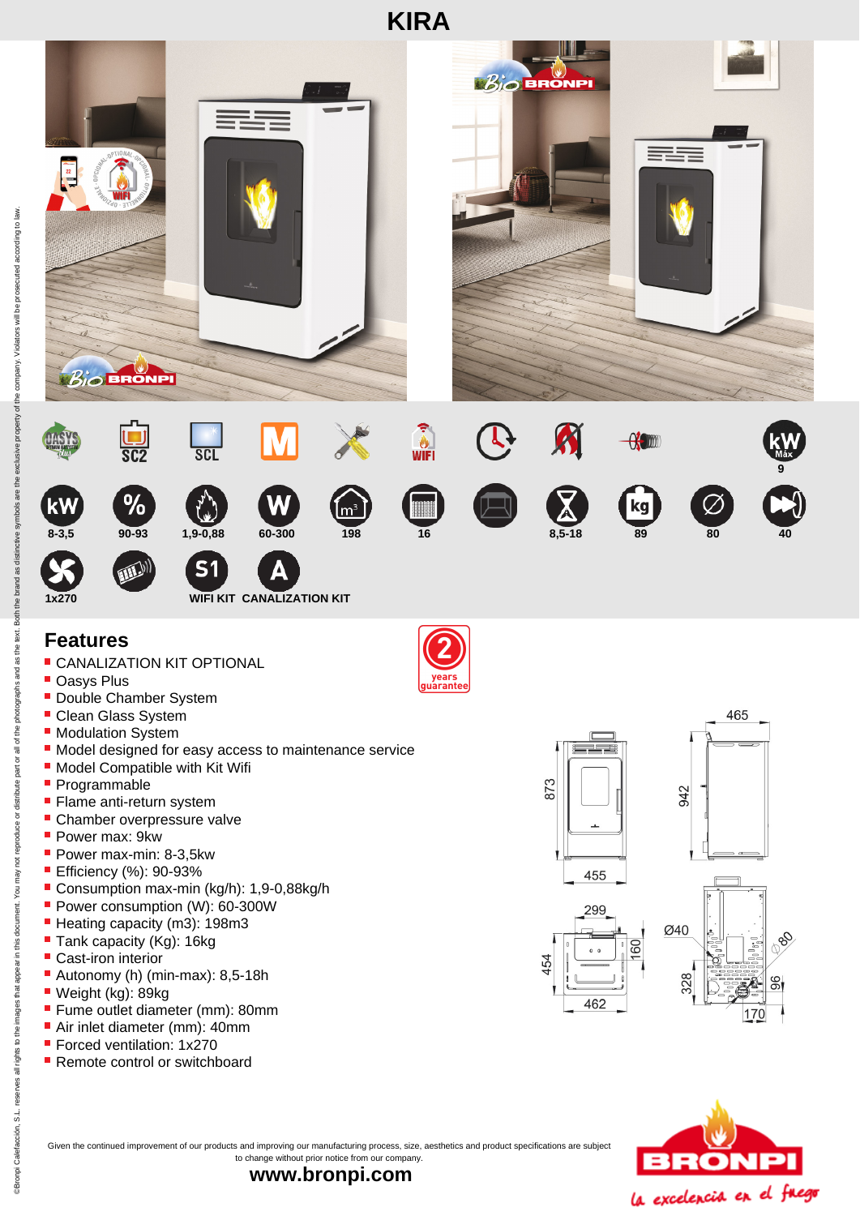# KIRA

| | | | | | | | | | | |
|---|---|---|---|---|---|---|---|---|---|---|
| kW 8-3,5 | % 90-93 | 1,9-0,88 | W 60-300 | m³ 198 | 16 | | 8,5-18 | kg 89 | 80 | 40 |

kW Máx 9

1x270

WIFI KIT

CANALIZATION KIT

## Features

2 years guarantee

- CANALIZATION KIT OPTIONAL
- Oasys Plus
- Double Chamber System
- Clean Glass System
- Modulation System
- Model designed for easy access to maintenance service
- Model Compatible with Kit Wifi
- Programmable
- Flame anti-return system
- Chamber overpressure valve
- Power max: 9kw
- Power max-min: 8-3,5kw
- Efficiency (%): 90-93%
- Consumption max-min (kg/h): 1,9-0,88kg/h
- Power consumption (W): 60-300W
- Heating capacity (m3): 198m3
- Tank capacity (Kg): 16kg
- Cast-iron interior
- Autonomy (h) (min-max): 8,5-18h
- Weight (kg): 89kg
- Fume outlet diameter (mm): 80mm
- Air inlet diameter (mm): 40mm
- Forced ventilation: 1x270
- Remote control or switchboard

873 · 455 · 942 · 465 · 299 · 454 · 160 · 462 · Ø40 · Ø80 · 328 · 96 · 170

Given the continued improvement of our products and improving our manufacturing process, size, aesthetics and product specifications are subject to change without prior notice from our company.

**www.bronpi.com**

BRONPI *la excelencia en el fuego*

©Bronpi Calefacción, S.L. reserves all rights to the images that appear in this document. You may not reproduce or distribute part or all of the photographs and as the text. Both the brand as distinctive symbols are the exclusive property of the company. Violators will be prosecuted according to law.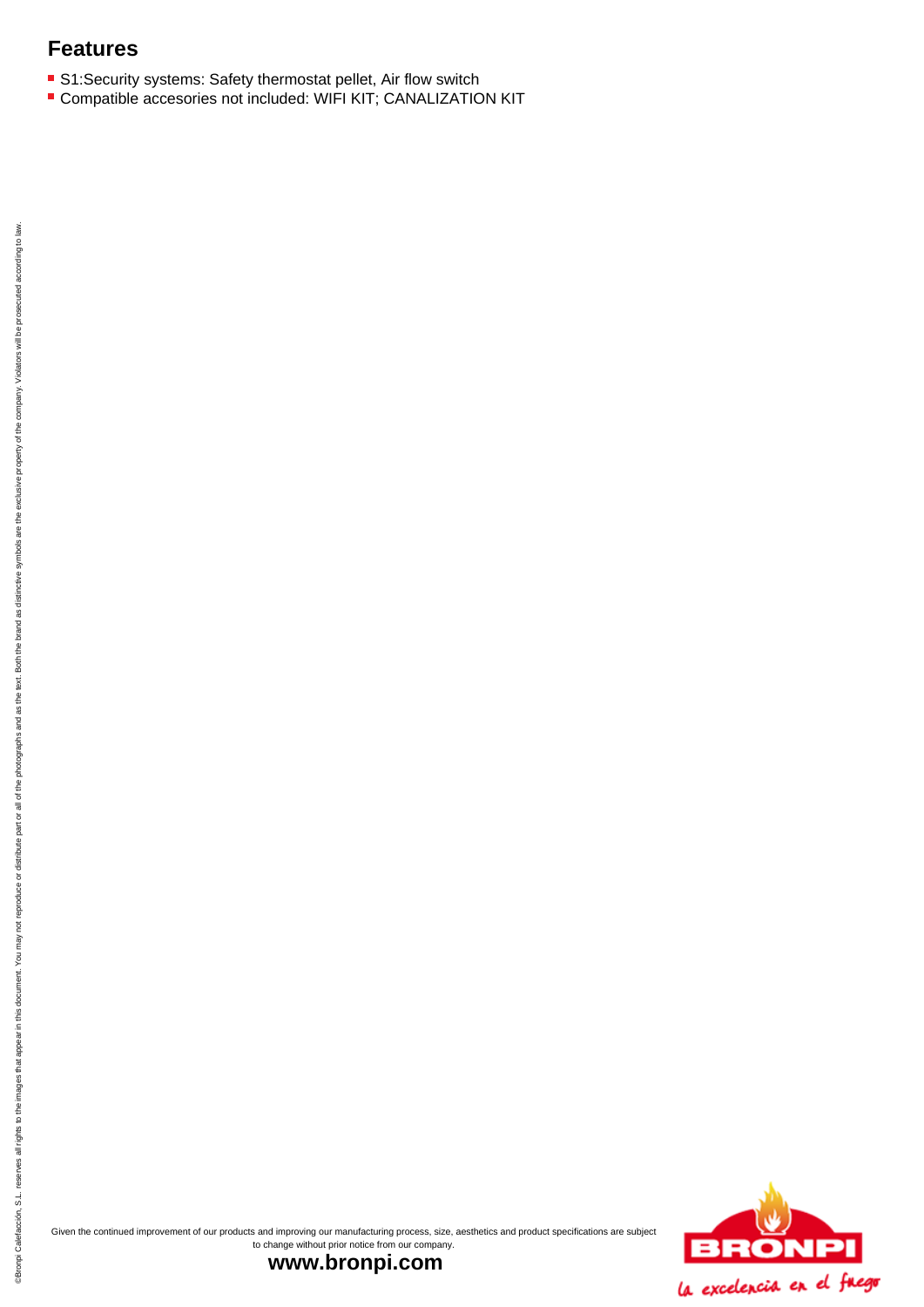## Features

- S1:Security systems: Safety thermostat pellet, Air flow switch
- Compatible accesories not included: WIFI KIT; CANALIZATION KIT

Given the continued improvement of our products and improving our manufacturing process, size, aesthetics and product specifications are subject to change without prior notice from our company.

**www.bronpi.com**